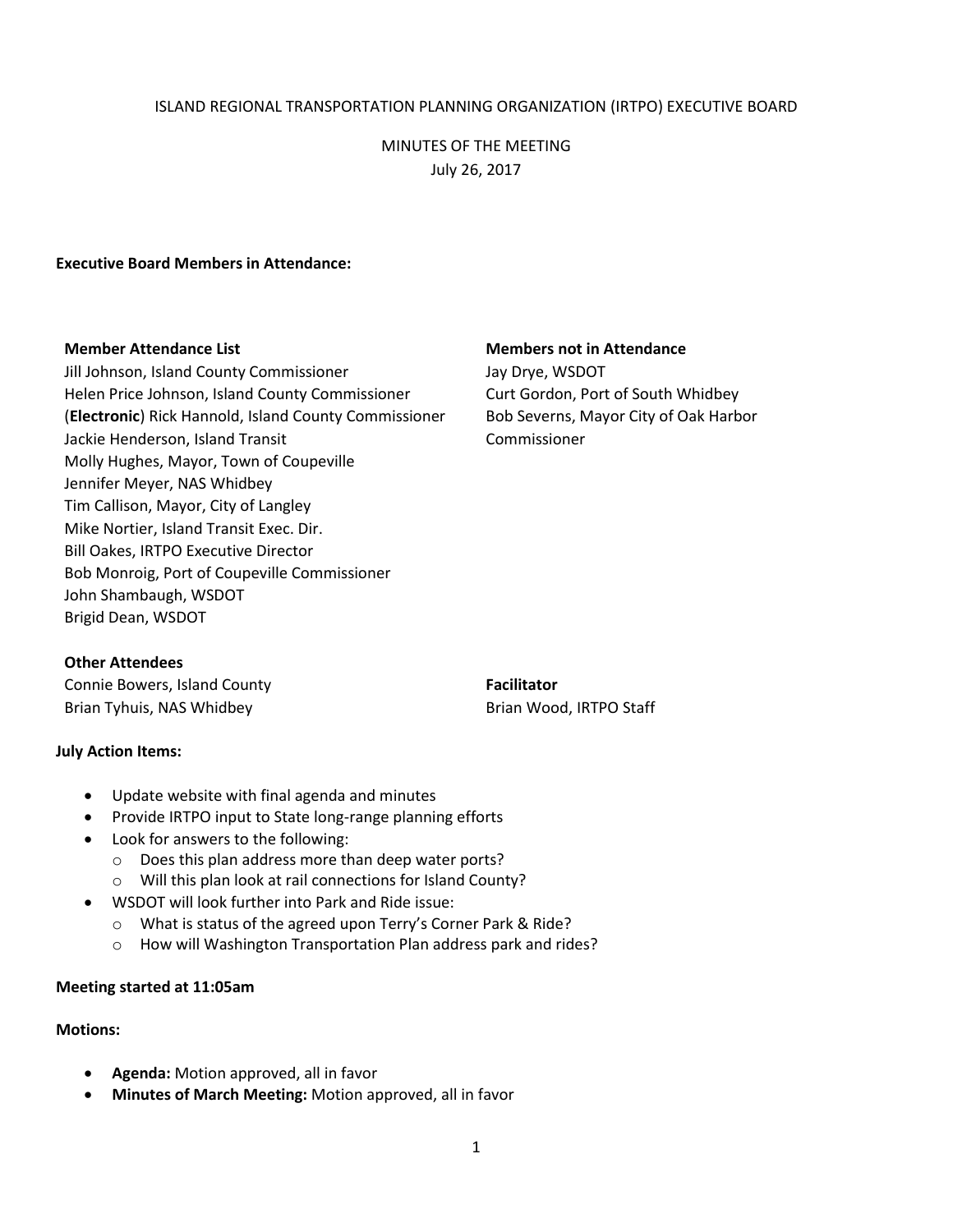ISLAND REGIONAL TRANSPORTATION PLANNING ORGANIZATION (IRTPO) EXECUTIVE BOARD

MINUTES OF THE MEETING
July 26, 2017

**Executive Board Members in Attendance:**

**Member Attendance List**
Jill Johnson, Island County Commissioner
Helen Price Johnson, Island County Commissioner
(**Electronic**) Rick Hannold, Island County Commissioner
Jackie Henderson, Island Transit
Molly Hughes, Mayor, Town of Coupeville
Jennifer Meyer, NAS Whidbey
Tim Callison, Mayor, City of Langley
Mike Nortier, Island Transit Exec. Dir.
Bill Oakes, IRTPO Executive Director
Bob Monroig, Port of Coupeville Commissioner
John Shambaugh, WSDOT
Brigid Dean, WSDOT

**Members not in Attendance**
Jay Drye, WSDOT
Curt Gordon, Port of South Whidbey
Bob Severns, Mayor City of Oak Harbor
Commissioner

**Other Attendees**
Connie Bowers, Island County
Brian Tyhuis, NAS Whidbey

**Facilitator**
Brian Wood, IRTPO Staff

**July Action Items:**

- Update website with final agenda and minutes
- Provide IRTPO input to State long-range planning efforts
- Look for answers to the following:
  - Does this plan address more than deep water ports?
  - Will this plan look at rail connections for Island County?
- WSDOT will look further into Park and Ride issue:
  - What is status of the agreed upon Terry's Corner Park & Ride?
  - How will Washington Transportation Plan address park and rides?

**Meeting started at 11:05am**

**Motions:**

- **Agenda:** Motion approved, all in favor
- **Minutes of March Meeting:** Motion approved, all in favor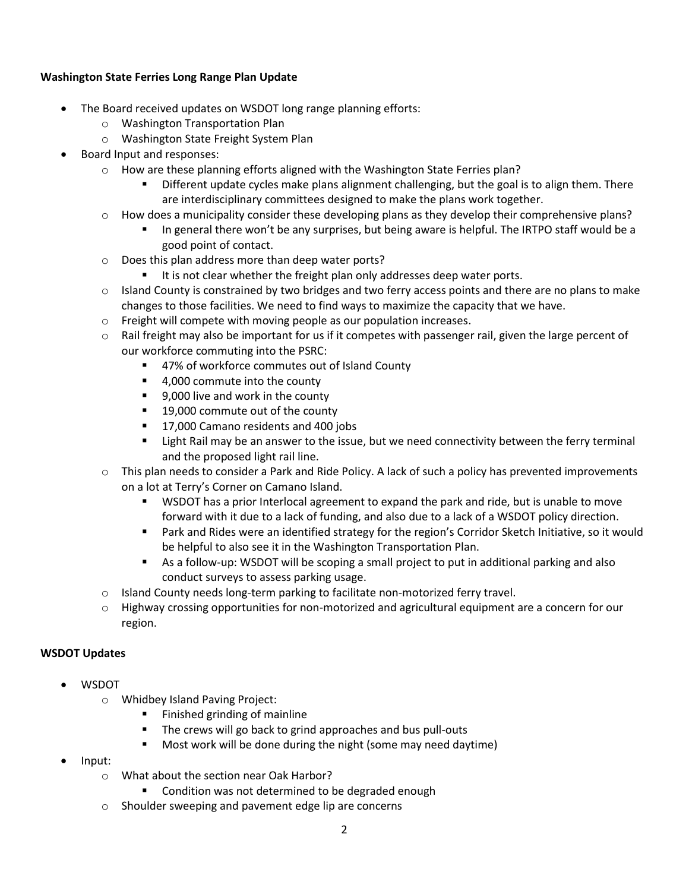**Washington State Ferries Long Range Plan Update**

- The Board received updates on WSDOT long range planning efforts:
    - Washington Transportation Plan
    - Washington State Freight System Plan
- Board Input and responses:
    - How are these planning efforts aligned with the Washington State Ferries plan?
        - Different update cycles make plans alignment challenging, but the goal is to align them. There are interdisciplinary committees designed to make the plans work together.
    - How does a municipality consider these developing plans as they develop their comprehensive plans?
        - In general there won't be any surprises, but being aware is helpful. The IRTPO staff would be a good point of contact.
    - Does this plan address more than deep water ports?
        - It is not clear whether the freight plan only addresses deep water ports.
    - Island County is constrained by two bridges and two ferry access points and there are no plans to make changes to those facilities. We need to find ways to maximize the capacity that we have.
    - Freight will compete with moving people as our population increases.
    - Rail freight may also be important for us if it competes with passenger rail, given the large percent of our workforce commuting into the PSRC:
        - 47% of workforce commutes out of Island County
        - 4,000 commute into the county
        - 9,000 live and work in the county
        - 19,000 commute out of the county
        - 17,000 Camano residents and 400 jobs
        - Light Rail may be an answer to the issue, but we need connectivity between the ferry terminal and the proposed light rail line.
    - This plan needs to consider a Park and Ride Policy. A lack of such a policy has prevented improvements on a lot at Terry's Corner on Camano Island.
        - WSDOT has a prior Interlocal agreement to expand the park and ride, but is unable to move forward with it due to a lack of funding, and also due to a lack of a WSDOT policy direction.
        - Park and Rides were an identified strategy for the region's Corridor Sketch Initiative, so it would be helpful to also see it in the Washington Transportation Plan.
        - As a follow-up: WSDOT will be scoping a small project to put in additional parking and also conduct surveys to assess parking usage.
    - Island County needs long-term parking to facilitate non-motorized ferry travel.
    - Highway crossing opportunities for non-motorized and agricultural equipment are a concern for our region.

**WSDOT Updates**

- WSDOT
    - Whidbey Island Paving Project:
        - Finished grinding of mainline
        - The crews will go back to grind approaches and bus pull-outs
        - Most work will be done during the night (some may need daytime)
- Input:
    - What about the section near Oak Harbor?
        - Condition was not determined to be degraded enough
    - Shoulder sweeping and pavement edge lip are concerns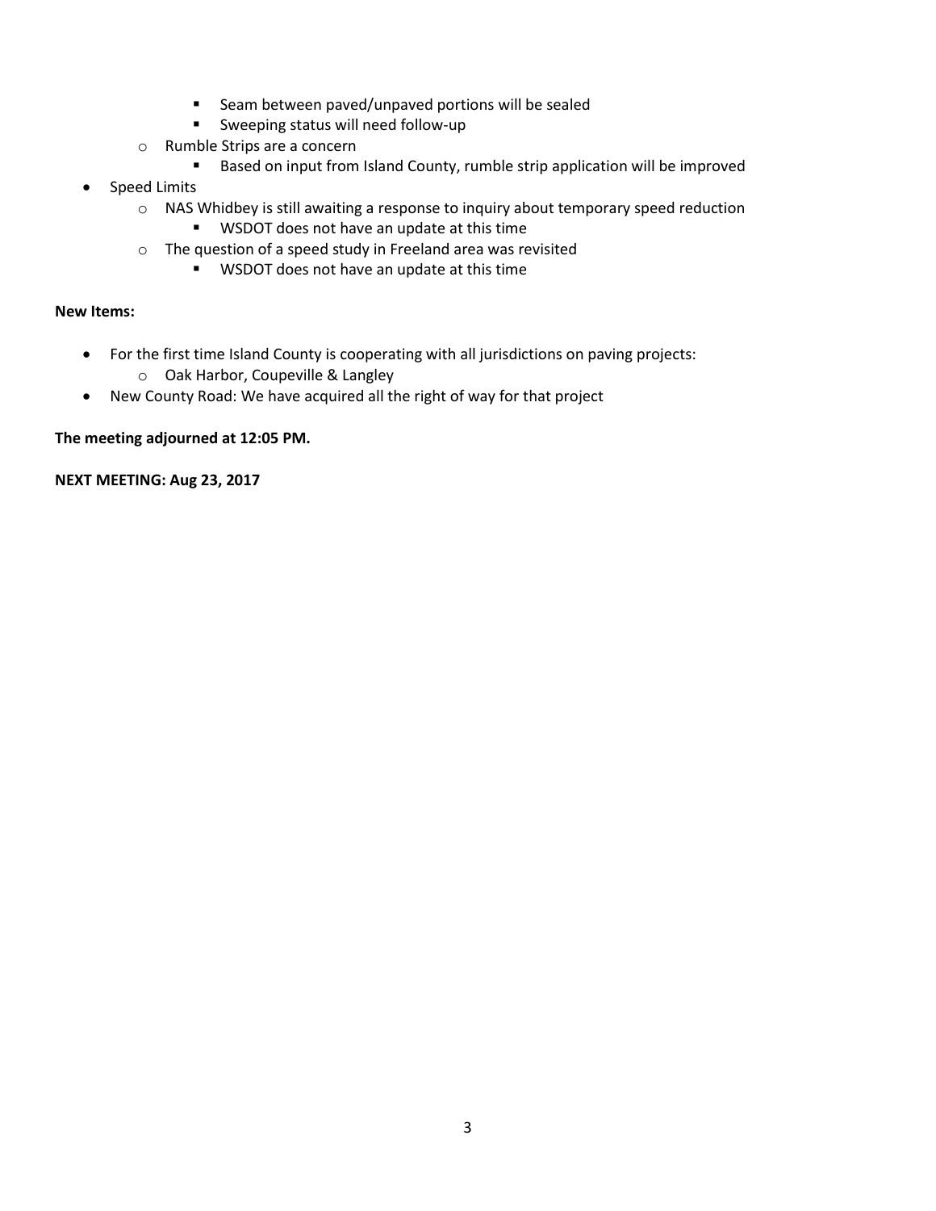- Seam between paved/unpaved portions will be sealed
        - Sweeping status will need follow-up
    - Rumble Strips are a concern
        - Based on input from Island County, rumble strip application will be improved
- Speed Limits
    - NAS Whidbey is still awaiting a response to inquiry about temporary speed reduction
        - WSDOT does not have an update at this time
    - The question of a speed study in Freeland area was revisited
        - WSDOT does not have an update at this time

**New Items:**

- For the first time Island County is cooperating with all jurisdictions on paving projects:
    - Oak Harbor, Coupeville & Langley
- New County Road: We have acquired all the right of way for that project

**The meeting adjourned at 12:05 PM.**

**NEXT MEETING: Aug 23, 2017**